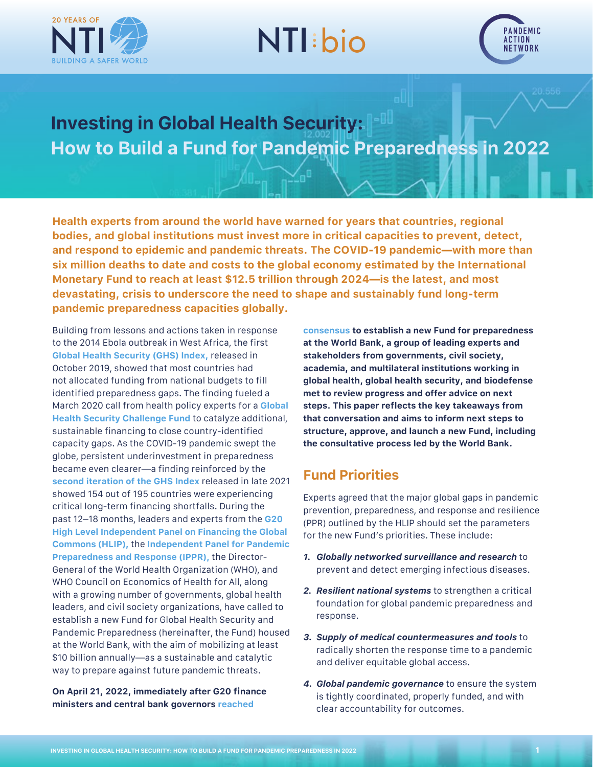# Investing in Global Health Security: How to Build a Fund for Pandemic Preparedness in 2022

**Health experts from around the world have warned for years that countries, regional bodies, and global institutions must invest more in critical capacities to prevent, detect, and respond to epidemic and pandemic threats. The COVID-19 pandemic—with more than six million deaths to date and costs to the global economy estimated by the International Monetary Fund to reach at least $12.5 trillion through 2024—is the latest, and most devastating, crisis to underscore the need to shape and sustainably fund long-term pandemic preparedness capacities globally.**

Building from lessons and actions taken in response to the 2014 Ebola outbreak in West Africa, the first Global Health Security (GHS) Index, released in October 2019, showed that most countries had not allocated funding from national budgets to fill identified preparedness gaps. The finding fueled a March 2020 call from health policy experts for a Global Health Security Challenge Fund to catalyze additional, sustainable financing to close country-identified capacity gaps. As the COVID-19 pandemic swept the globe, persistent underinvestment in preparedness became even clearer—a finding reinforced by the second iteration of the GHS Index released in late 2021 showed 154 out of 195 countries were experiencing critical long-term financing shortfalls. During the past 12–18 months, leaders and experts from the G20 High Level Independent Panel on Financing the Global Commons (HLIP), the Independent Panel for Pandemic Preparedness and Response (IPPR), the Director-General of the World Health Organization (WHO), and WHO Council on Economics of Health for All, along with a growing number of governments, global health leaders, and civil society organizations, have called to establish a new Fund for Global Health Security and Pandemic Preparedness (hereinafter, the Fund) housed at the World Bank, with the aim of mobilizing at least $10 billion annually—as a sustainable and catalytic way to prepare against future pandemic threats.

**On April 21, 2022, immediately after G20 finance ministers and central bank governors reached consensus to establish a new Fund for preparedness at the World Bank, a group of leading experts and stakeholders from governments, civil society, academia, and multilateral institutions working in global health, global health security, and biodefense met to review progress and offer advice on next steps. This paper reflects the key takeaways from that conversation and aims to inform next steps to structure, approve, and launch a new Fund, including the consultative process led by the World Bank.**

## Fund Priorities

Experts agreed that the major global gaps in pandemic prevention, preparedness, and response and resilience (PPR) outlined by the HLIP should set the parameters for the new Fund's priorities. These include:

1. ***Globally networked surveillance and research*** to prevent and detect emerging infectious diseases.
2. ***Resilient national systems*** to strengthen a critical foundation for global pandemic preparedness and response.
3. ***Supply of medical countermeasures and tools*** to radically shorten the response time to a pandemic and deliver equitable global access.
4. ***Global pandemic governance*** to ensure the system is tightly coordinated, properly funded, and with clear accountability for outcomes.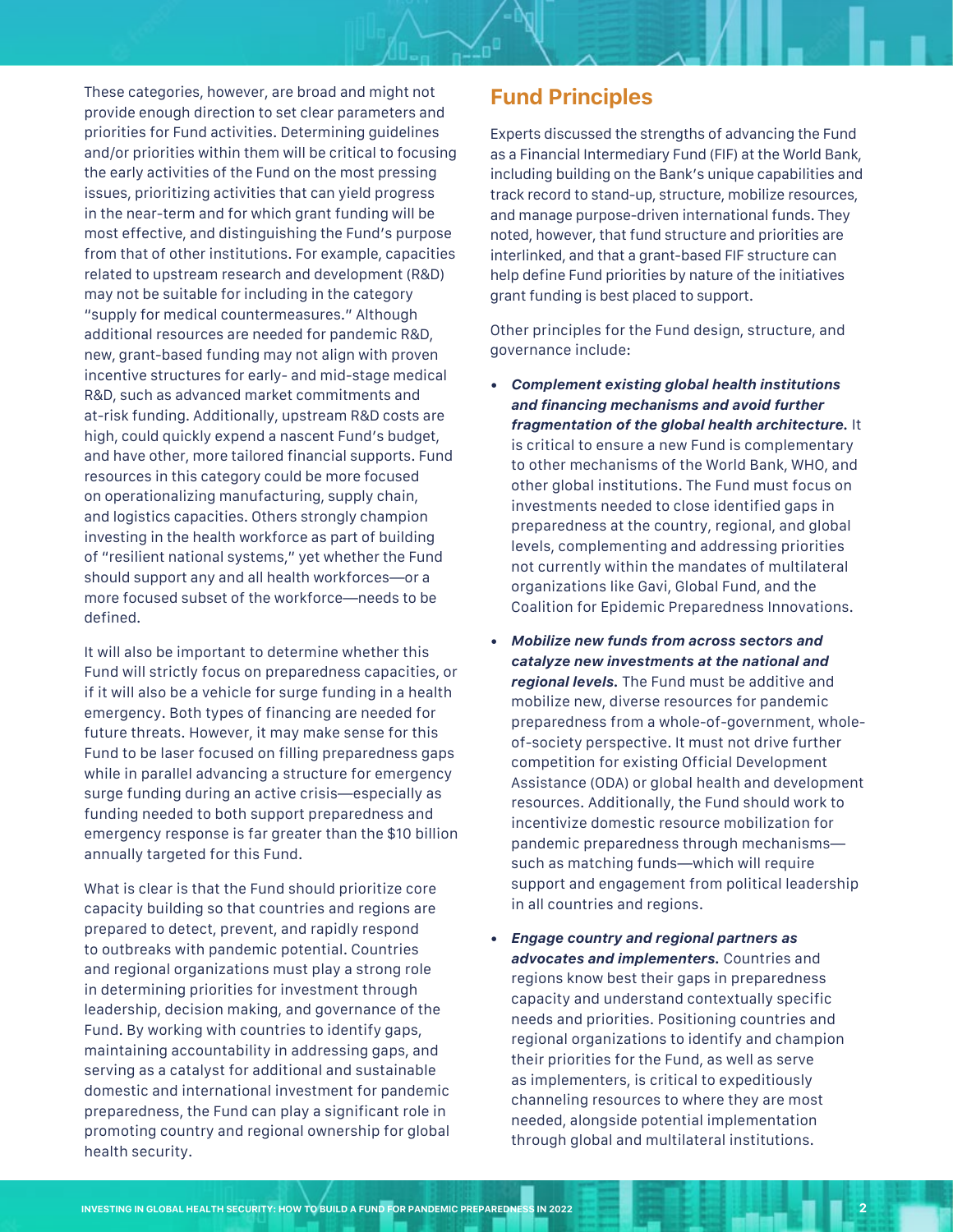These categories, however, are broad and might not provide enough direction to set clear parameters and priorities for Fund activities. Determining guidelines and/or priorities within them will be critical to focusing the early activities of the Fund on the most pressing issues, prioritizing activities that can yield progress in the near-term and for which grant funding will be most effective, and distinguishing the Fund's purpose from that of other institutions. For example, capacities related to upstream research and development (R&D) may not be suitable for including in the category "supply for medical countermeasures." Although additional resources are needed for pandemic R&D, new, grant-based funding may not align with proven incentive structures for early- and mid-stage medical R&D, such as advanced market commitments and at-risk funding. Additionally, upstream R&D costs are high, could quickly expend a nascent Fund's budget, and have other, more tailored financial supports. Fund resources in this category could be more focused on operationalizing manufacturing, supply chain, and logistics capacities. Others strongly champion investing in the health workforce as part of building of "resilient national systems," yet whether the Fund should support any and all health workforces—or a more focused subset of the workforce—needs to be defined.

It will also be important to determine whether this Fund will strictly focus on preparedness capacities, or if it will also be a vehicle for surge funding in a health emergency. Both types of financing are needed for future threats. However, it may make sense for this Fund to be laser focused on filling preparedness gaps while in parallel advancing a structure for emergency surge funding during an active crisis—especially as funding needed to both support preparedness and emergency response is far greater than the $10 billion annually targeted for this Fund.

What is clear is that the Fund should prioritize core capacity building so that countries and regions are prepared to detect, prevent, and rapidly respond to outbreaks with pandemic potential. Countries and regional organizations must play a strong role in determining priorities for investment through leadership, decision making, and governance of the Fund. By working with countries to identify gaps, maintaining accountability in addressing gaps, and serving as a catalyst for additional and sustainable domestic and international investment for pandemic preparedness, the Fund can play a significant role in promoting country and regional ownership for global health security.

## Fund Principles

Experts discussed the strengths of advancing the Fund as a Financial Intermediary Fund (FIF) at the World Bank, including building on the Bank's unique capabilities and track record to stand-up, structure, mobilize resources, and manage purpose-driven international funds. They noted, however, that fund structure and priorities are interlinked, and that a grant-based FIF structure can help define Fund priorities by nature of the initiatives grant funding is best placed to support.

Other principles for the Fund design, structure, and governance include:

- ***Complement existing global health institutions and financing mechanisms and avoid further fragmentation of the global health architecture.*** It is critical to ensure a new Fund is complementary to other mechanisms of the World Bank, WHO, and other global institutions. The Fund must focus on investments needed to close identified gaps in preparedness at the country, regional, and global levels, complementing and addressing priorities not currently within the mandates of multilateral organizations like Gavi, Global Fund, and the Coalition for Epidemic Preparedness Innovations.
- ***Mobilize new funds from across sectors and catalyze new investments at the national and regional levels.*** The Fund must be additive and mobilize new, diverse resources for pandemic preparedness from a whole-of-government, whole-of-society perspective. It must not drive further competition for existing Official Development Assistance (ODA) or global health and development resources. Additionally, the Fund should work to incentivize domestic resource mobilization for pandemic preparedness through mechanisms—such as matching funds—which will require support and engagement from political leadership in all countries and regions.
- ***Engage country and regional partners as advocates and implementers.*** Countries and regions know best their gaps in preparedness capacity and understand contextually specific needs and priorities. Positioning countries and regional organizations to identify and champion their priorities for the Fund, as well as serve as implementers, is critical to expeditiously channeling resources to where they are most needed, alongside potential implementation through global and multilateral institutions.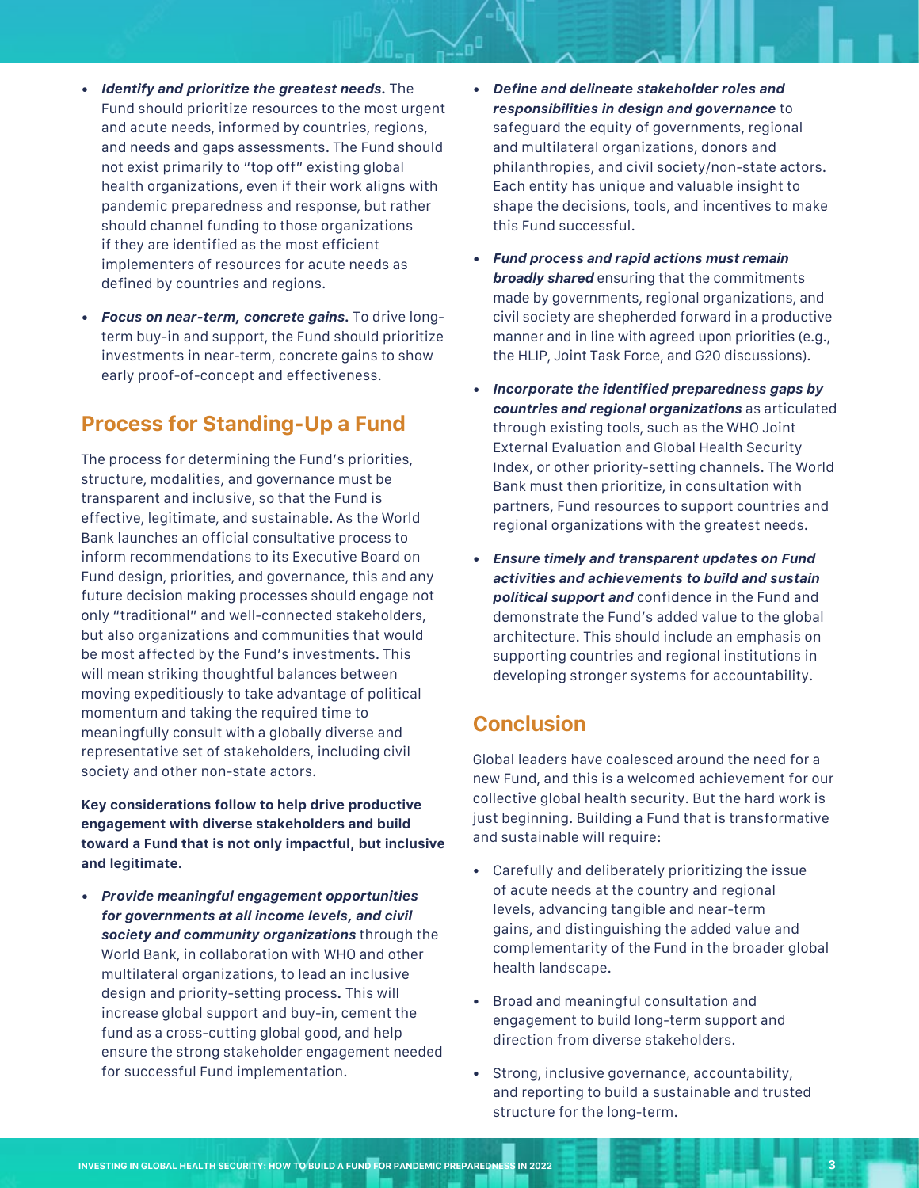- ***Identify and prioritize the greatest needs.*** The Fund should prioritize resources to the most urgent and acute needs, informed by countries, regions, and needs and gaps assessments. The Fund should not exist primarily to "top off" existing global health organizations, even if their work aligns with pandemic preparedness and response, but rather should channel funding to those organizations if they are identified as the most efficient implementers of resources for acute needs as defined by countries and regions.

- ***Focus on near-term, concrete gains.*** To drive long-term buy-in and support, the Fund should prioritize investments in near-term, concrete gains to show early proof-of-concept and effectiveness.

## Process for Standing-Up a Fund

The process for determining the Fund's priorities, structure, modalities, and governance must be transparent and inclusive, so that the Fund is effective, legitimate, and sustainable. As the World Bank launches an official consultative process to inform recommendations to its Executive Board on Fund design, priorities, and governance, this and any future decision making processes should engage not only "traditional" and well-connected stakeholders, but also organizations and communities that would be most affected by the Fund's investments. This will mean striking thoughtful balances between moving expeditiously to take advantage of political momentum and taking the required time to meaningfully consult with a globally diverse and representative set of stakeholders, including civil society and other non-state actors.

**Key considerations follow to help drive productive engagement with diverse stakeholders and build toward a Fund that is not only impactful, but inclusive and legitimate.**

- ***Provide meaningful engagement opportunities for governments at all income levels, and civil society and community organizations*** through the World Bank, in collaboration with WHO and other multilateral organizations, to lead an inclusive design and priority-setting process. This will increase global support and buy-in, cement the fund as a cross-cutting global good, and help ensure the strong stakeholder engagement needed for successful Fund implementation.

- ***Define and delineate stakeholder roles and responsibilities in design and governance*** to safeguard the equity of governments, regional and multilateral organizations, donors and philanthropies, and civil society/non-state actors. Each entity has unique and valuable insight to shape the decisions, tools, and incentives to make this Fund successful.

- ***Fund process and rapid actions must remain broadly shared*** ensuring that the commitments made by governments, regional organizations, and civil society are shepherded forward in a productive manner and in line with agreed upon priorities (e.g., the HLIP, Joint Task Force, and G20 discussions).

- ***Incorporate the identified preparedness gaps by countries and regional organizations*** as articulated through existing tools, such as the WHO Joint External Evaluation and Global Health Security Index, or other priority-setting channels. The World Bank must then prioritize, in consultation with partners, Fund resources to support countries and regional organizations with the greatest needs.

- ***Ensure timely and transparent updates on Fund activities and achievements to build and sustain political support and*** confidence in the Fund and demonstrate the Fund's added value to the global architecture. This should include an emphasis on supporting countries and regional institutions in developing stronger systems for accountability.

## Conclusion

Global leaders have coalesced around the need for a new Fund, and this is a welcomed achievement for our collective global health security. But the hard work is just beginning. Building a Fund that is transformative and sustainable will require:

- Carefully and deliberately prioritizing the issue of acute needs at the country and regional levels, advancing tangible and near-term gains, and distinguishing the added value and complementarity of the Fund in the broader global health landscape.

- Broad and meaningful consultation and engagement to build long-term support and direction from diverse stakeholders.

- Strong, inclusive governance, accountability, and reporting to build a sustainable and trusted structure for the long-term.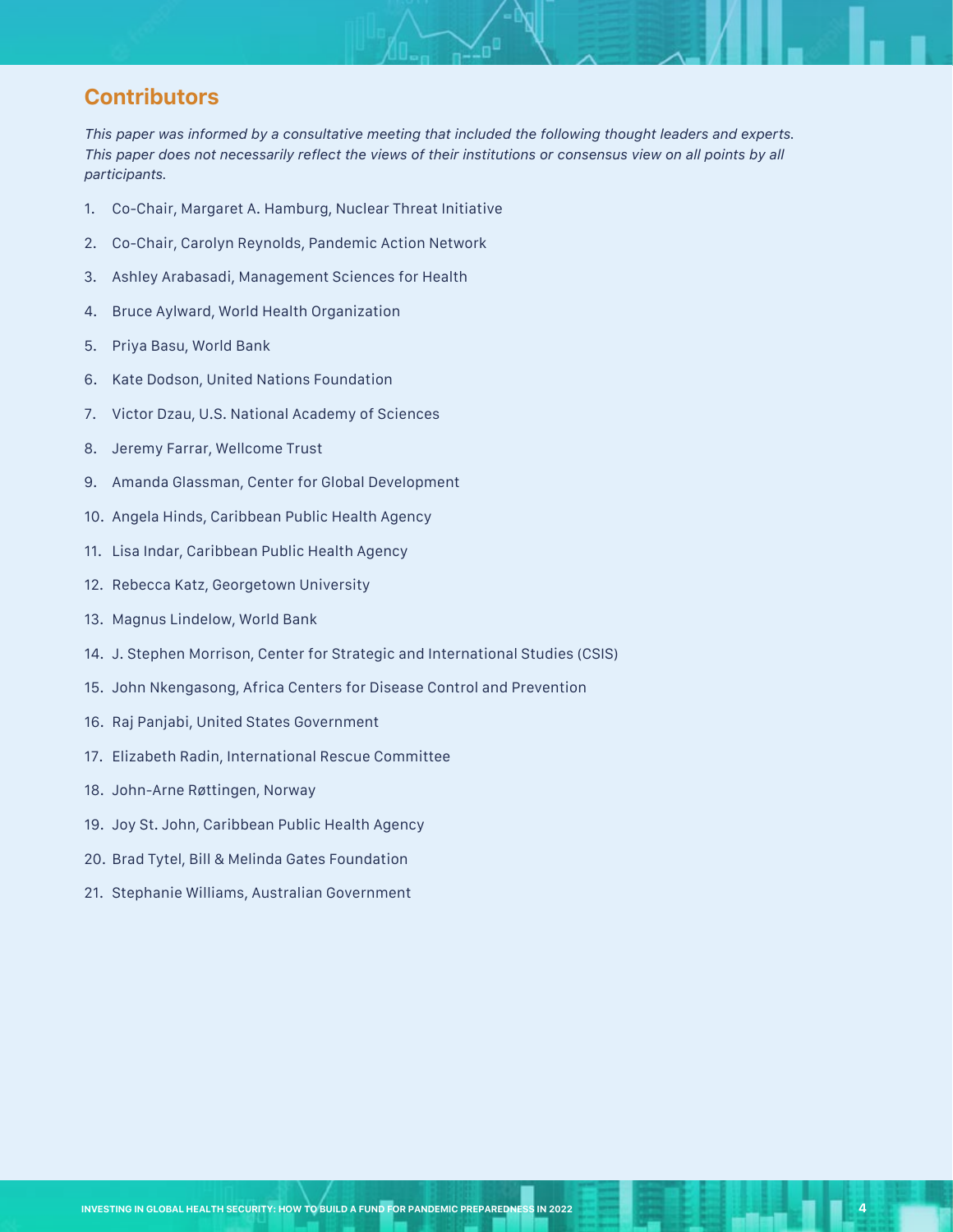## Contributors

*This paper was informed by a consultative meeting that included the following thought leaders and experts. This paper does not necessarily reflect the views of their institutions or consensus view on all points by all participants.*

1. Co-Chair, Margaret A. Hamburg, Nuclear Threat Initiative
2. Co-Chair, Carolyn Reynolds, Pandemic Action Network
3. Ashley Arabasadi, Management Sciences for Health
4. Bruce Aylward, World Health Organization
5. Priya Basu, World Bank
6. Kate Dodson, United Nations Foundation
7. Victor Dzau, U.S. National Academy of Sciences
8. Jeremy Farrar, Wellcome Trust
9. Amanda Glassman, Center for Global Development
10. Angela Hinds, Caribbean Public Health Agency
11. Lisa Indar, Caribbean Public Health Agency
12. Rebecca Katz, Georgetown University
13. Magnus Lindelow, World Bank
14. J. Stephen Morrison, Center for Strategic and International Studies (CSIS)
15. John Nkengasong, Africa Centers for Disease Control and Prevention
16. Raj Panjabi, United States Government
17. Elizabeth Radin, International Rescue Committee
18. John-Arne Røttingen, Norway
19. Joy St. John, Caribbean Public Health Agency
20. Brad Tytel, Bill & Melinda Gates Foundation
21. Stephanie Williams, Australian Government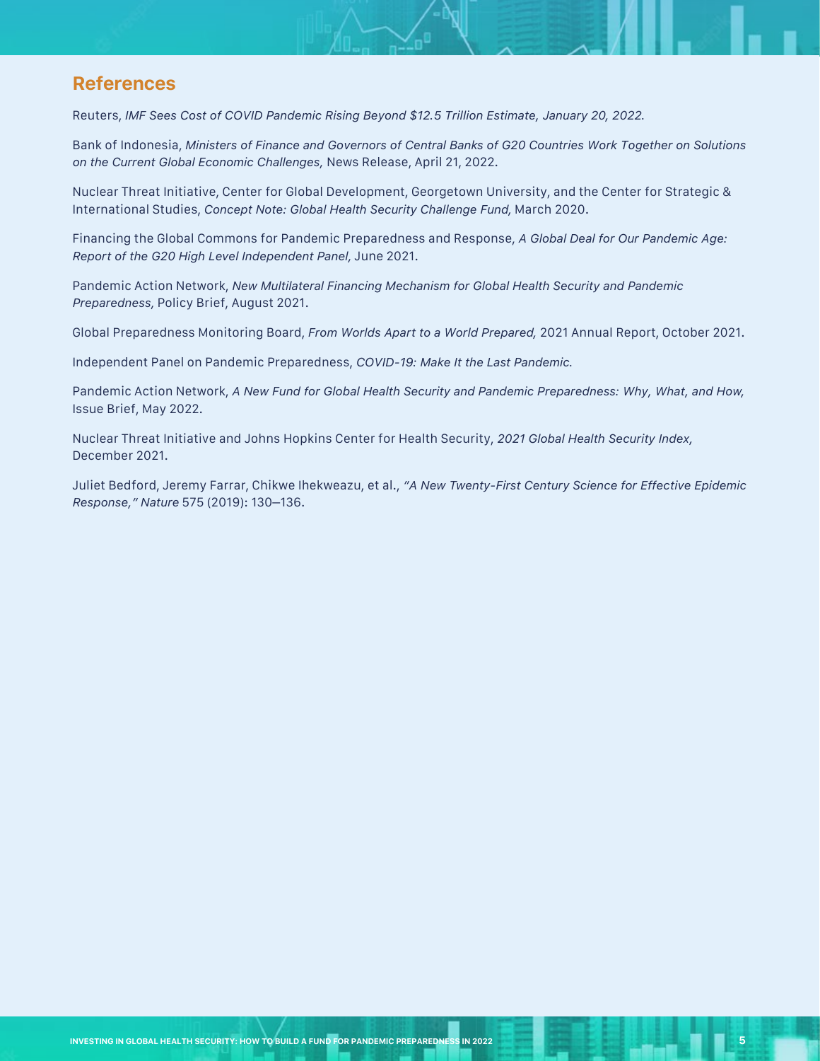## References

Reuters, *IMF Sees Cost of COVID Pandemic Rising Beyond $12.5 Trillion Estimate, January 20, 2022.*

Bank of Indonesia, *Ministers of Finance and Governors of Central Banks of G20 Countries Work Together on Solutions on the Current Global Economic Challenges,* News Release, April 21, 2022.

Nuclear Threat Initiative, Center for Global Development, Georgetown University, and the Center for Strategic & International Studies, *Concept Note: Global Health Security Challenge Fund,* March 2020.

Financing the Global Commons for Pandemic Preparedness and Response, *A Global Deal for Our Pandemic Age: Report of the G20 High Level Independent Panel,* June 2021.

Pandemic Action Network, *New Multilateral Financing Mechanism for Global Health Security and Pandemic Preparedness,* Policy Brief, August 2021.

Global Preparedness Monitoring Board, *From Worlds Apart to a World Prepared,* 2021 Annual Report, October 2021.

Independent Panel on Pandemic Preparedness, *COVID-19: Make It the Last Pandemic.*

Pandemic Action Network, *A New Fund for Global Health Security and Pandemic Preparedness: Why, What, and How,* Issue Brief, May 2022.

Nuclear Threat Initiative and Johns Hopkins Center for Health Security, *2021 Global Health Security Index,* December 2021.

Juliet Bedford, Jeremy Farrar, Chikwe Ihekweazu, et al., *"A New Twenty-First Century Science for Effective Epidemic Response," Nature* 575 (2019): 130–136.